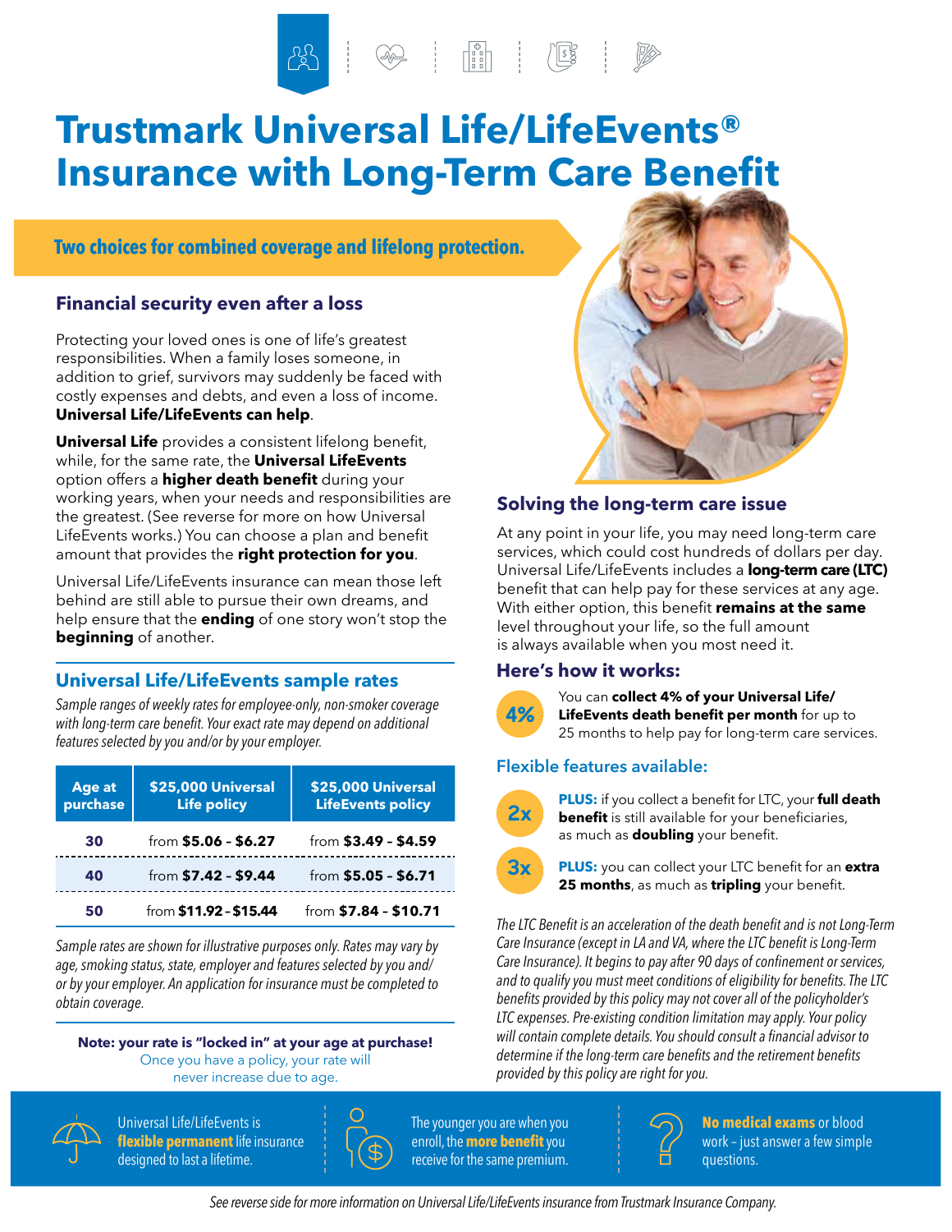# Trustmark Universal Life/LifeEvents® Insurance with Long-Term Care Benefit

**Two choices for combined coverage and lifelong protection.**

## Financial security even after a loss

Protecting your loved ones is one of life's greatest responsibilities. When a family loses someone, in addition to grief, survivors may suddenly be faced with costly expenses and debts, and even a loss of income. **Universal Life/LifeEvents can help**.

**Universal Life** provides a consistent lifelong benefit, while, for the same rate, the **Universal LifeEvents** option offers a **higher death benefit** during your working years, when your needs and responsibilities are the greatest. (See reverse for more on how Universal LifeEvents works.) You can choose a plan and benefit amount that provides the **right protection for you**.

Universal Life/LifeEvents insurance can mean those left behind are still able to pursue their own dreams, and help ensure that the **ending** of one story won't stop the **beginning** of another.

## Universal Life/LifeEvents sample rates

*Sample ranges of weekly rates for employee-only, non-smoker coverage with long-term care benefit. Your exact rate may depend on additional features selected by you and/or by your employer.*

| Age at purchase | $25,000 Universal Life policy | $25,000 Universal LifeEvents policy |
|---|---|---|
| 30 | from **$5.06 - $6.27** | from **$3.49 - $4.59** |
| 40 | from **$7.42 - $9.44** | from **$5.05 - $6.71** |
| 50 | from **$11.92 - $15.44** | from **$7.84 - $10.71** |

*Sample rates are shown for illustrative purposes only. Rates may vary by age, smoking status, state, employer and features selected by you and/or by your employer. An application for insurance must be completed to obtain coverage.*

**Note: your rate is "locked in" at your age at purchase!**
Once you have a policy, your rate will never increase due to age.

## Solving the long-term care issue

At any point in your life, you may need long-term care services, which could cost hundreds of dollars per day. Universal Life/LifeEvents includes a **long-term care (LTC)** benefit that can help pay for these services at any age. With either option, this benefit **remains at the same** level throughout your life, so the full amount is always available when you most need it.

### Here's how it works:

**4%** You can **collect 4% of your Universal Life/LifeEvents death benefit per month** for up to 25 months to help pay for long-term care services.

### Flexible features available:

**2x** **PLUS:** if you collect a benefit for LTC, your **full death benefit** is still available for your beneficiaries, as much as **doubling** your benefit.

**3x** **PLUS:** you can collect your LTC benefit for an **extra 25 months**, as much as **tripling** your benefit.

*The LTC Benefit is an acceleration of the death benefit and is not Long-Term Care Insurance (except in LA and VA, where the LTC benefit is Long-Term Care Insurance). It begins to pay after 90 days of confinement or services, and to qualify you must meet conditions of eligibility for benefits. The LTC benefits provided by this policy may not cover all of the policyholder's LTC expenses. Pre-existing condition limitation may apply. Your policy will contain complete details. You should consult a financial advisor to determine if the long-term care benefits and the retirement benefits provided by this policy are right for you.*

Universal Life/LifeEvents is **flexible permanent** life insurance designed to last a lifetime.

The younger you are when you enroll, the **more benefit** you receive for the same premium.

**No medical exams** or blood work – just answer a few simple questions.

*See reverse side for more information on Universal Life/LifeEvents insurance from Trustmark Insurance Company.*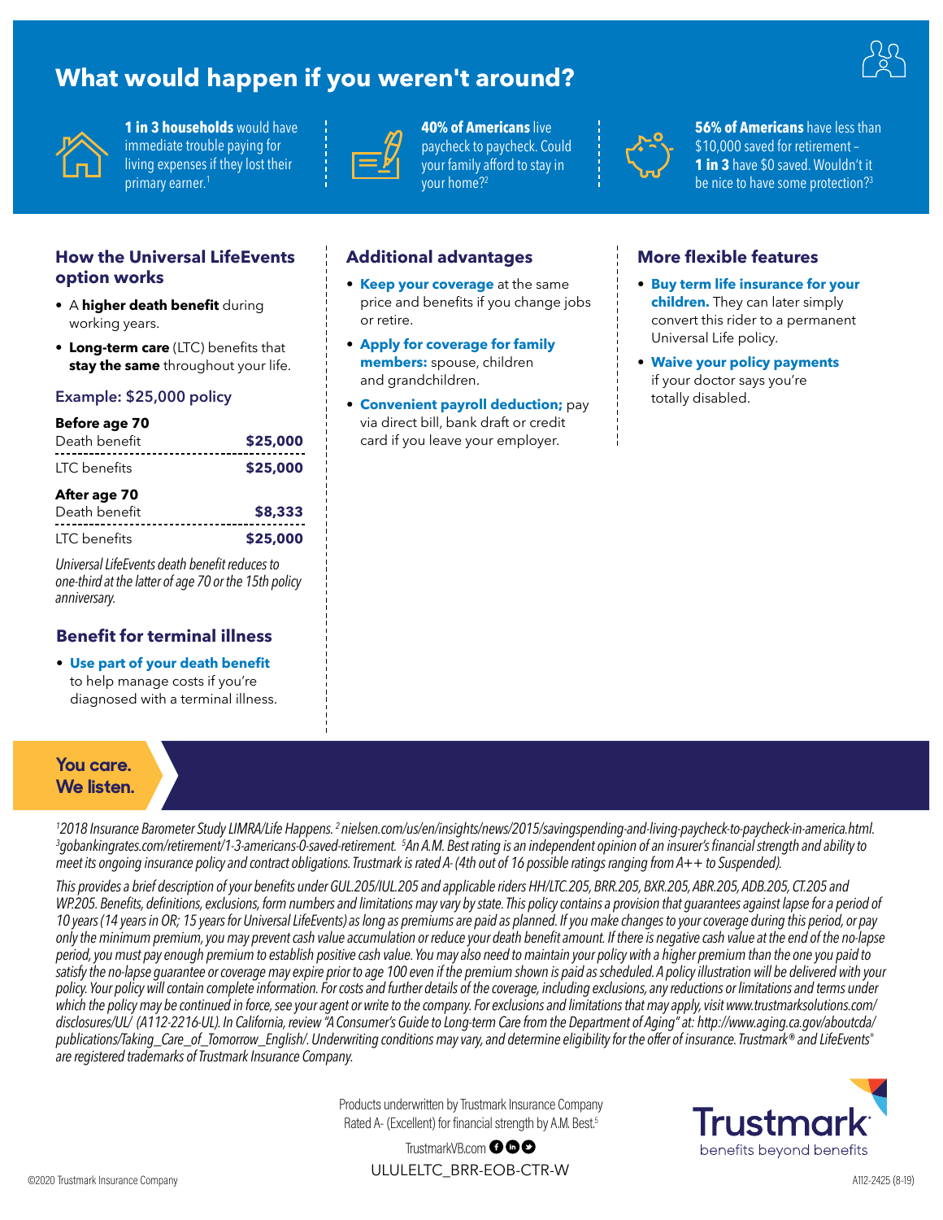## What would happen if you weren't around?

**1 in 3 households** would have immediate trouble paying for living expenses if they lost their primary earner.[1]

**40% of Americans** live paycheck to paycheck. Could your family afford to stay in your home?[2]

**56% of Americans** have less than $10,000 saved for retirement – **1 in 3** have $0 saved. Wouldn't it be nice to have some protection?[3]

### How the Universal LifeEvents option works

- A **higher death benefit** during working years.
- **Long-term care** (LTC) benefits that **stay the same** throughout your life.

#### Example: $25,000 policy

| | |
|---|---|
| **Before age 70** | |
| Death benefit | **$25,000** |
| LTC benefits | **$25,000** |
| **After age 70** | |
| Death benefit | **$8,333** |
| LTC benefits | **$25,000** |

*Universal LifeEvents death benefit reduces to one-third at the latter of age 70 or the 15th policy anniversary.*

### Benefit for terminal illness

- **Use part of your death benefit** to help manage costs if you're diagnosed with a terminal illness.

### Additional advantages

- **Keep your coverage** at the same price and benefits if you change jobs or retire.
- **Apply for coverage for family members:** spouse, children and grandchildren.
- **Convenient payroll deduction;** pay via direct bill, bank draft or credit card if you leave your employer.

### More flexible features

- **Buy term life insurance for your children.** They can later simply convert this rider to a permanent Universal Life policy.
- **Waive your policy payments** if your doctor says you're totally disabled.

**You care. We listen.**

*[1]2018 Insurance Barometer Study LIMRA/Life Happens. [2]nielsen.com/us/en/insights/news/2015/savingspending-and-living-paycheck-to-paycheck-in-america.html. [3]gobankingrates.com/retirement/1-3-americans-0-saved-retirement. [5]An A.M. Best rating is an independent opinion of an insurer's financial strength and ability to meet its ongoing insurance policy and contract obligations. Trustmark is rated A- (4th out of 16 possible ratings ranging from A++ to Suspended).*

*This provides a brief description of your benefits under GUL.205/IUL.205 and applicable riders HH/LTC.205, BRR.205, BXR.205, ABR.205, ADB.205, CT.205 and WP.205. Benefits, definitions, exclusions, form numbers and limitations may vary by state. This policy contains a provision that guarantees against lapse for a period of 10 years (14 years in OR; 15 years for Universal LifeEvents) as long as premiums are paid as planned. If you make changes to your coverage during this period, or pay only the minimum premium, you may prevent cash value accumulation or reduce your death benefit amount. If there is negative cash value at the end of the no-lapse period, you must pay enough premium to establish positive cash value. You may also need to maintain your policy with a higher premium than the one you paid to satisfy the no-lapse guarantee or coverage may expire prior to age 100 even if the premium shown is paid as scheduled. A policy illustration will be delivered with your policy. Your policy will contain complete information. For costs and further details of the coverage, including exclusions, any reductions or limitations and terms under which the policy may be continued in force, see your agent or write to the company. For exclusions and limitations that may apply, visit www.trustmarksolutions.com/disclosures/UL/ (A112-2216-UL). In California, review "A Consumer's Guide to Long-term Care from the Department of Aging" at: http://www.aging.ca.gov/aboutcda/publications/Taking_Care_of_Tomorrow_English/. Underwriting conditions may vary, and determine eligibility for the offer of insurance. Trustmark® and LifeEvents® are registered trademarks of Trustmark Insurance Company.*

Products underwritten by Trustmark Insurance Company
Rated A- (Excellent) for financial strength by A.M. Best.[5]

TrustmarkVB.com

ULULELTC_BRR-EOB-CTR-W

Trustmark
benefits beyond benefits

©2020 Trustmark Insurance Company

A112-2425 (8-19)